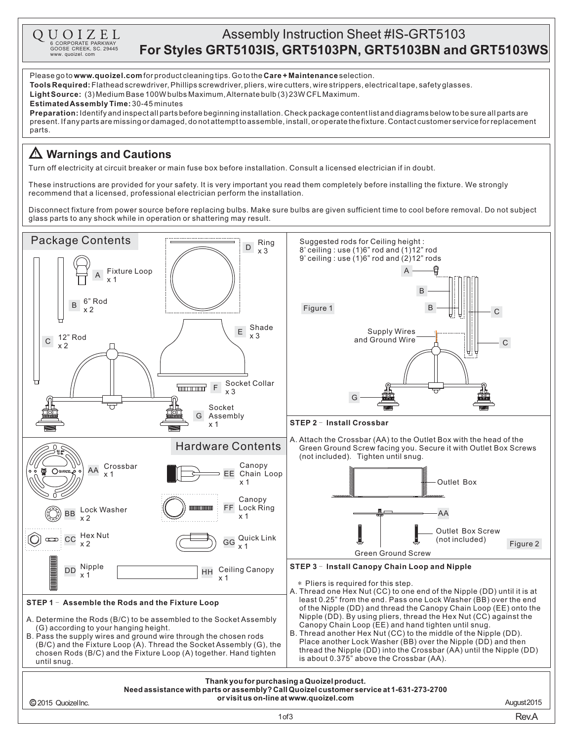QUOIZEL
6 CORPORATE PARKWAY
GOOSE CREEK, SC. 29445
www. quoizel. com

# Assembly Instruction Sheet #IS-GRT5103
## For Styles GRT5103IS, GRT5103PN, GRT5103BN and GRT5103WS

Please go to **www.quoizel.com** for product cleaning tips. Go to the **Care + Maintenance** selection.
**Tools Required:** Flathead screwdriver, Phillips screwdriver, pliers, wire cutters, wire strippers, electrical tape, safety glasses.
**Light Source:** (3) Medium Base 100W bulbs Maximum, Alternate bulb (3) 23W CFL Maximum.
**Estimated Assembly Time:** 30-45 minutes
**Preparation:** Identify and inspect all parts before beginning installation. Check package content list and diagrams below to be sure all parts are present. If any parts are missing or damaged, do not attempt to assemble, install, or operate the fixture. Contact customer service for replacement parts.

## ⚠ Warnings and Cautions

Turn off electricity at circuit breaker or main fuse box before installation. Consult a licensed electrician if in doubt.

These instructions are provided for your safety. It is very important you read them completely before installing the fixture. We strongly recommend that a licensed, professional electrician perform the installation.

Disconnect fixture from power source before replacing bulbs. Make sure bulbs are given sufficient time to cool before removal. Do not subject glass parts to any shock while in operation or shattering may result.

## Package Contents

- A Fixture Loop x 1
- B 6" Rod x 2
- C 12" Rod x 2
- D Ring x 3
- E Shade x 3
- F Socket Collar x 3
- G Socket Assembly x 1

## Hardware Contents

- AA Crossbar x 1
- BB Lock Washer x 2
- CC Hex Nut x 2
- DD Nipple x 1
- EE Canopy Chain Loop x 1
- FF Canopy Lock Ring x 1
- GG Quick Link x 1
- HH Ceiling Canopy x 1

### STEP 1 - Assemble the Rods and the Fixture Loop

A. Determine the Rods (B/C) to be assembled to the Socket Assembly (G) according to your hanging height.
B. Pass the supply wires and ground wire through the chosen rods (B/C) and the Fixture Loop (A). Thread the Socket Assembly (G), the chosen Rods (B/C) and the Fixture Loop (A) together. Hand tighten until snug.

Suggested rods for Ceiling height :
8' ceiling : use (1)6" rod and (1)12" rod
9' ceiling : use (1)6" rod and (2)12" rods

A, B, B, C, C, Supply Wires and Ground Wire, G

Figure 1

### STEP 2 - Install Crossbar

A. Attach the Crossbar (AA) to the Outlet Box with the head of the Green Ground Screw facing you. Secure it with Outlet Box Screws (not included). Tighten until snug.

Outlet Box, AA, Outlet Box Screw (not included), Green Ground Screw

Figure 2

### STEP 3 - Install Canopy Chain Loop and Nipple

* Pliers is required for this step.

A. Thread one Hex Nut (CC) to one end of the Nipple (DD) until it is at least 0.25" from the end. Pass one Lock Washer (BB) over the end of the Nipple (DD) and thread the Canopy Chain Loop (EE) onto the Nipple (DD). By using pliers, thread the Hex Nut (CC) against the Canopy Chain Loop (EE) and hand tighten until snug.
B. Thread another Hex Nut (CC) to the middle of the Nipple (DD). Place another Lock Washer (BB) over the Nipple (DD) and then thread the Nipple (DD) into the Crossbar (AA) until the Nipple (DD) is about 0.375" above the Crossbar (AA).

**Thank you for purchasing a Quoizel product.**
**Need assistance with parts or assembly? Call Quoizel customer service at 1-631-273-2700 or visit us on-line at www.quoizel.com**

© 2015 Quoizel Inc. August 2015

Rev.A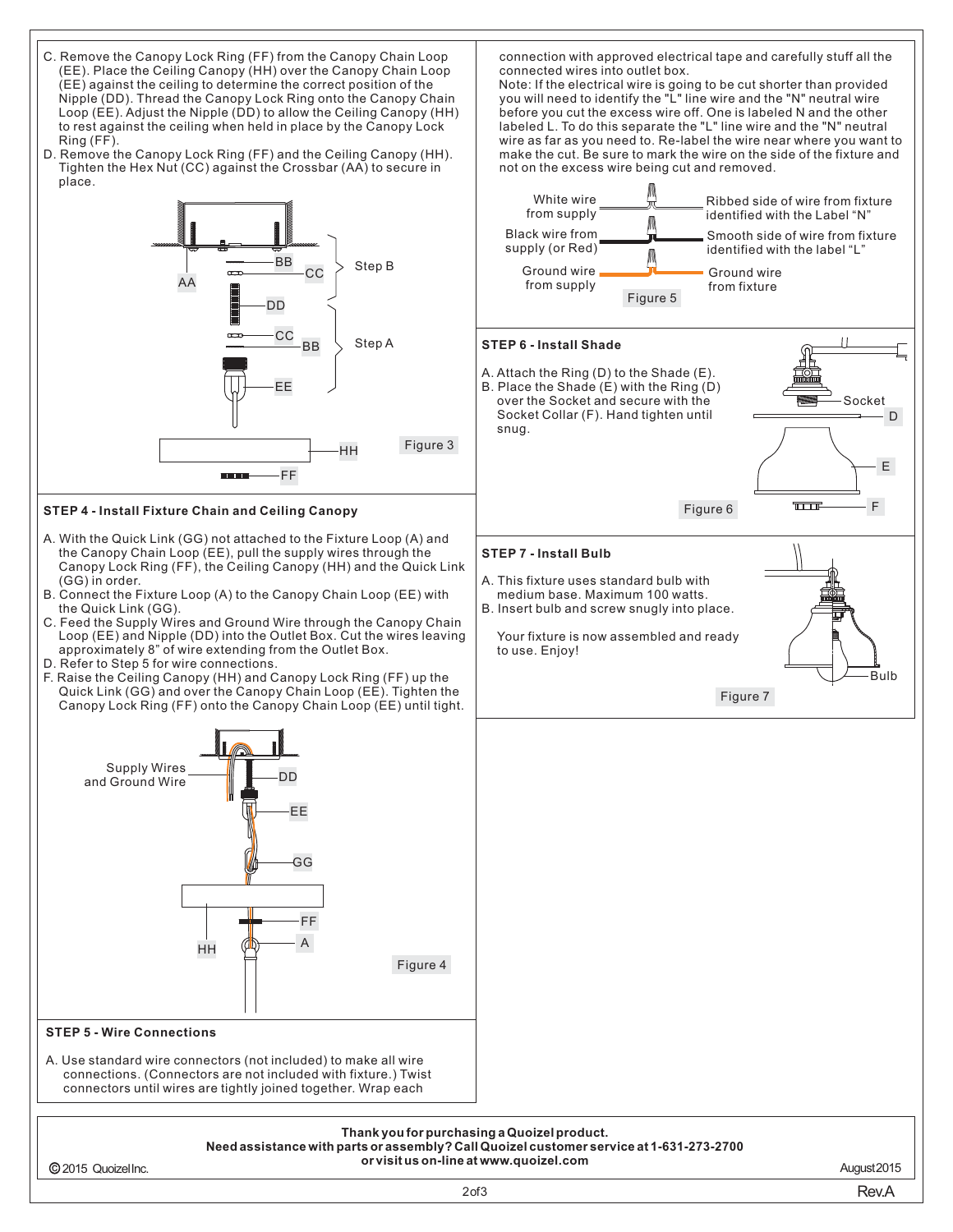C. Remove the Canopy Lock Ring (FF) from the Canopy Chain Loop (EE). Place the Ceiling Canopy (HH) over the Canopy Chain Loop (EE) against the ceiling to determine the correct position of the Nipple (DD). Thread the Canopy Lock Ring onto the Canopy Chain Loop (EE). Adjust the Nipple (DD) to allow the Ceiling Canopy (HH) to rest against the ceiling when held in place by the Canopy Lock Ring (FF).

D. Remove the Canopy Lock Ring (FF) and the Ceiling Canopy (HH). Tighten the Hex Nut (CC) against the Crossbar (AA) to secure in place.

Figure 3

## STEP 4 - Install Fixture Chain and Ceiling Canopy

A. With the Quick Link (GG) not attached to the Fixture Loop (A) and the Canopy Chain Loop (EE), pull the supply wires through the Canopy Lock Ring (FF), the Ceiling Canopy (HH) and the Quick Link (GG) in order.

B. Connect the Fixture Loop (A) to the Canopy Chain Loop (EE) with the Quick Link (GG).

C. Feed the Supply Wires and Ground Wire through the Canopy Chain Loop (EE) and Nipple (DD) into the Outlet Box. Cut the wires leaving approximately 8" of wire extending from the Outlet Box.

D. Refer to Step 5 for wire connections.

F. Raise the Ceiling Canopy (HH) and Canopy Lock Ring (FF) up the Quick Link (GG) and over the Canopy Chain Loop (EE). Tighten the Canopy Lock Ring (FF) onto the Canopy Chain Loop (EE) until tight.

Figure 4

## STEP 5 - Wire Connections

A. Use standard wire connectors (not included) to make all wire connections. (Connectors are not included with fixture.) Twist connectors until wires are tightly joined together. Wrap each connection with approved electrical tape and carefully stuff all the connected wires into outlet box.

Note: If the electrical wire is going to be cut shorter than provided you will need to identify the "L" line wire and the "N" neutral wire before you cut the excess wire off. One is labeled N and the other labeled L. To do this separate the "L" line wire and the "N" neutral wire as far as you need to. Re-label the wire near where you want to make the cut. Be sure to mark the wire on the side of the fixture and not on the excess wire being cut and removed.

Figure 5

## STEP 6 - Install Shade

A. Attach the Ring (D) to the Shade (E).

B. Place the Shade (E) with the Ring (D) over the Socket and secure with the Socket Collar (F). Hand tighten until snug.

Figure 6

## STEP 7 - Install Bulb

A. This fixture uses standard bulb with medium base. Maximum 100 watts.

B. Insert bulb and screw snugly into place.

Your fixture is now assembled and ready to use. Enjoy!

Figure 7

**Thank you for purchasing a Quoizel product.**
**Need assistance with parts or assembly? Call Quoizel customer service at 1-631-273-2700 or visit us on-line at www.quoizel.com**

© 2015 Quoizel Inc. August 2015

Rev.A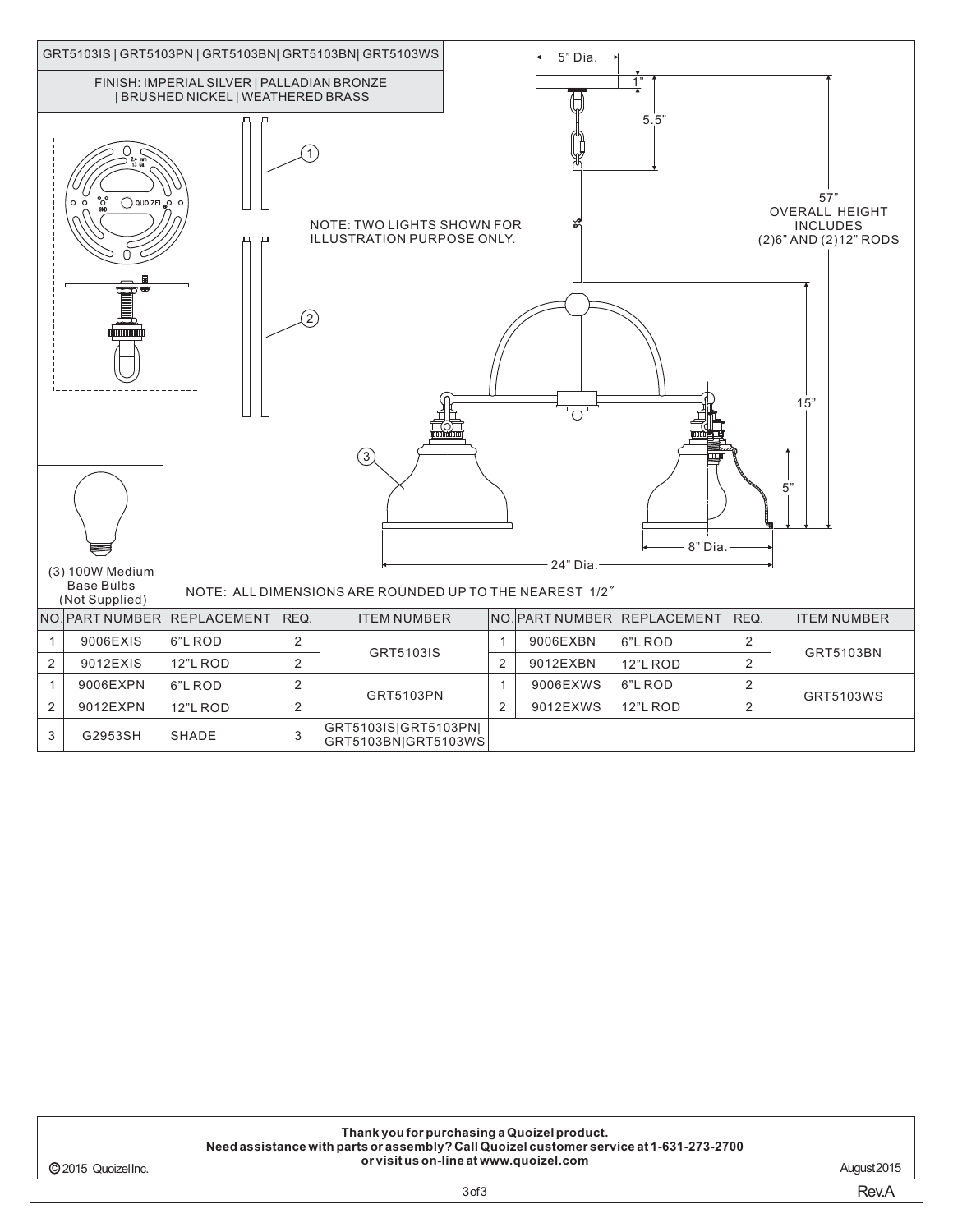GRT5103IS | GRT5103PN | GRT5103BN| GRT5103BN| GRT5103WS

FINISH: IMPERIAL SILVER | PALLADIAN BRONZE | BRUSHED NICKEL | WEATHERED BRASS

5" Dia.

1"

5.5"

57" OVERALL HEIGHT INCLUDES (2)6" AND (2)12" RODS

NOTE: TWO LIGHTS SHOWN FOR ILLUSTRATION PURPOSE ONLY.

15"

5"

8" Dia.

24" Dia.

(3) 100W Medium Base Bulbs (Not Supplied)

NOTE: ALL DIMENSIONS ARE ROUNDED UP TO THE NEAREST 1/2″

| NO. | PART NUMBER | REPLACEMENT | REQ. | ITEM NUMBER | NO. | PART NUMBER | REPLACEMENT | REQ. | ITEM NUMBER |
|---|---|---|---|---|---|---|---|---|---|
| 1 | 9006EXIS | 6"L ROD | 2 | GRT5103IS | 1 | 9006EXBN | 6"L ROD | 2 | GRT5103BN |
| 2 | 9012EXIS | 12"L ROD | 2 | | 2 | 9012EXBN | 12"L ROD | 2 | |
| 1 | 9006EXPN | 6"L ROD | 2 | GRT5103PN | 1 | 9006EXWS | 6"L ROD | 2 | GRT5103WS |
| 2 | 9012EXPN | 12"L ROD | 2 | | 2 | 9012EXWS | 12"L ROD | 2 | |
| 3 | G2953SH | SHADE | 3 | GRT5103IS\|GRT5103PN\|GRT5103BN\|GRT5103WS | | | | | |

**Thank you for purchasing a Quoizel product.**
**Need assistance with parts or assembly? Call Quoizel customer service at 1-631-273-2700 or visit us on-line at www.quoizel.com**

© 2015 Quoizel Inc.

August 2015

Rev.A